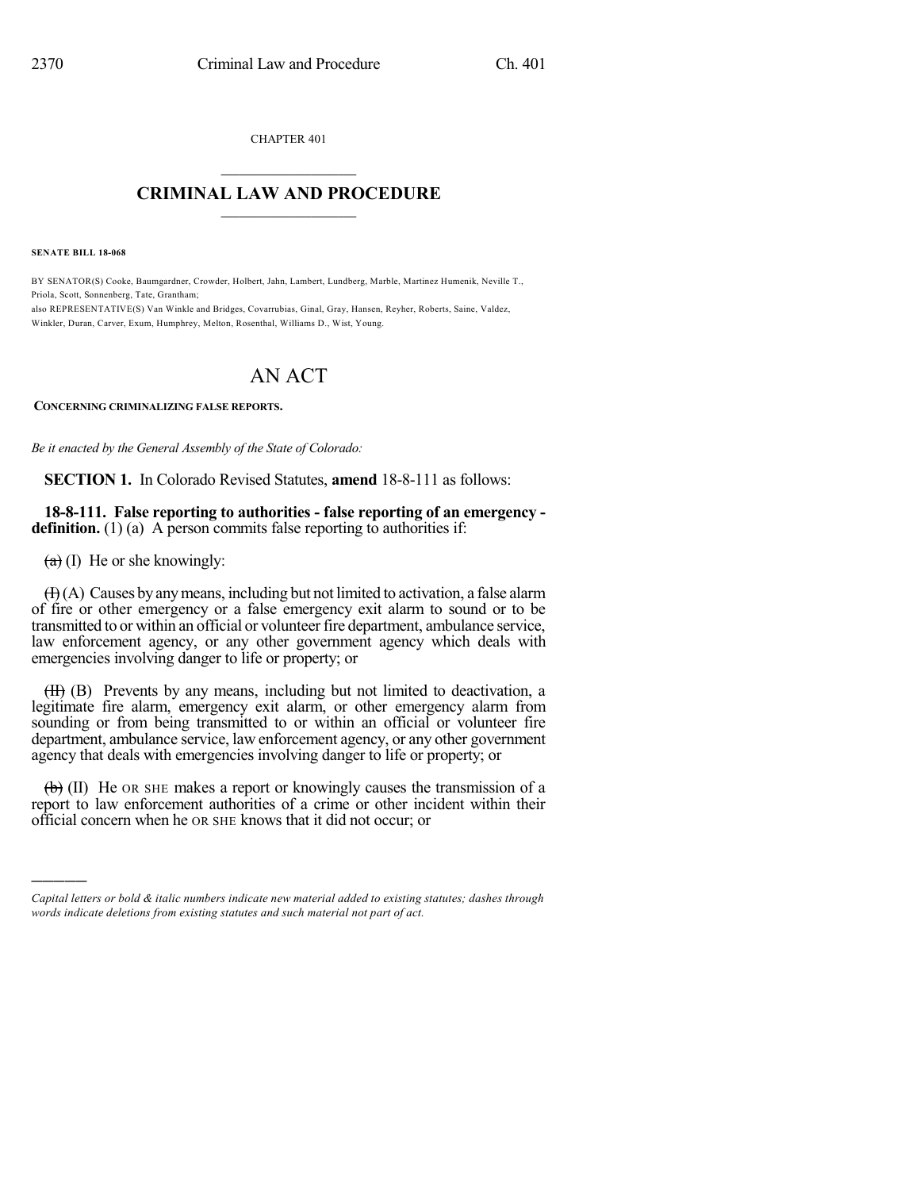CHAPTER 401

# CRIMINAL LAW AND PROCEDURE

**SENATE BILL 18-068**

BY SENATOR(S) Cooke, Baumgardner, Crowder, Holbert, Jahn, Lambert, Lundberg, Marble, Martinez Humenik, Neville T., Priola, Scott, Sonnenberg, Tate, Grantham;
also REPRESENTATIVE(S) Van Winkle and Bridges, Covarrubias, Ginal, Gray, Hansen, Reyher, Roberts, Saine, Valdez, Winkler, Duran, Carver, Exum, Humphrey, Melton, Rosenthal, Williams D., Wist, Young.

# AN ACT

**CONCERNING CRIMINALIZING FALSE REPORTS.**

*Be it enacted by the General Assembly of the State of Colorado:*

**SECTION 1.** In Colorado Revised Statutes, **amend** 18-8-111 as follows:

**18-8-111. False reporting to authorities - false reporting of an emergency - definition.** (1) (a) A person commits false reporting to authorities if:

~~(a)~~ (I) He or she knowingly:

~~(I)~~ (A) Causes by any means, including but not limited to activation, a false alarm of fire or other emergency or a false emergency exit alarm to sound or to be transmitted to or within an official or volunteer fire department, ambulance service, law enforcement agency, or any other government agency which deals with emergencies involving danger to life or property; or

~~(II)~~ (B) Prevents by any means, including but not limited to deactivation, a legitimate fire alarm, emergency exit alarm, or other emergency alarm from sounding or from being transmitted to or within an official or volunteer fire department, ambulance service, law enforcement agency, or any other government agency that deals with emergencies involving danger to life or property; or

~~(b)~~ (II) He OR SHE makes a report or knowingly causes the transmission of a report to law enforcement authorities of a crime or other incident within their official concern when he OR SHE knows that it did not occur; or

---

*Capital letters or bold & italic numbers indicate new material added to existing statutes; dashes through words indicate deletions from existing statutes and such material not part of act.*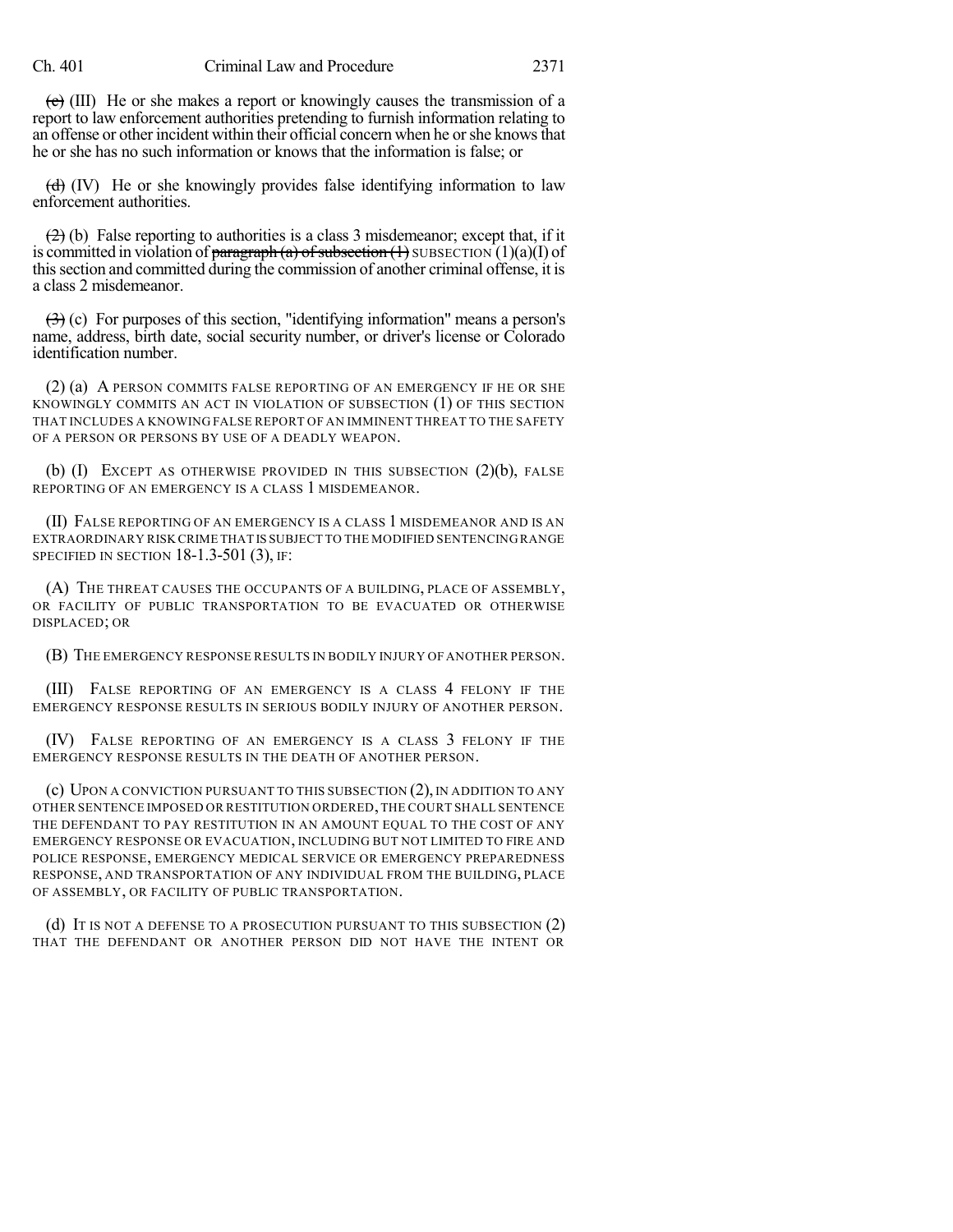(c) (III) He or she makes a report or knowingly causes the transmission of a report to law enforcement authorities pretending to furnish information relating to an offense or other incident within their official concern when he or she knows that he or she has no such information or knows that the information is false; or

(d) (IV) He or she knowingly provides false identifying information to law enforcement authorities.

(2) (b) False reporting to authorities is a class 3 misdemeanor; except that, if it is committed in violation of paragraph (a) of subsection (1) SUBSECTION (1)(a)(I) of this section and committed during the commission of another criminal offense, it is a class 2 misdemeanor.

(3) (c) For purposes of this section, "identifying information" means a person's name, address, birth date, social security number, or driver's license or Colorado identification number.

(2) (a) A PERSON COMMITS FALSE REPORTING OF AN EMERGENCY IF HE OR SHE KNOWINGLY COMMITS AN ACT IN VIOLATION OF SUBSECTION (1) OF THIS SECTION THAT INCLUDES A KNOWING FALSE REPORT OF AN IMMINENT THREAT TO THE SAFETY OF A PERSON OR PERSONS BY USE OF A DEADLY WEAPON.

(b) (I) EXCEPT AS OTHERWISE PROVIDED IN THIS SUBSECTION (2)(b), FALSE REPORTING OF AN EMERGENCY IS A CLASS 1 MISDEMEANOR.

(II) FALSE REPORTING OF AN EMERGENCY IS A CLASS 1 MISDEMEANOR AND IS AN EXTRAORDINARY RISK CRIME THAT IS SUBJECT TO THE MODIFIED SENTENCING RANGE SPECIFIED IN SECTION 18-1.3-501 (3), IF:

(A) THE THREAT CAUSES THE OCCUPANTS OF A BUILDING, PLACE OF ASSEMBLY, OR FACILITY OF PUBLIC TRANSPORTATION TO BE EVACUATED OR OTHERWISE DISPLACED; OR

(B) THE EMERGENCY RESPONSE RESULTS IN BODILY INJURY OF ANOTHER PERSON.

(III) FALSE REPORTING OF AN EMERGENCY IS A CLASS 4 FELONY IF THE EMERGENCY RESPONSE RESULTS IN SERIOUS BODILY INJURY OF ANOTHER PERSON.

(IV) FALSE REPORTING OF AN EMERGENCY IS A CLASS 3 FELONY IF THE EMERGENCY RESPONSE RESULTS IN THE DEATH OF ANOTHER PERSON.

(c) UPON A CONVICTION PURSUANT TO THIS SUBSECTION (2), IN ADDITION TO ANY OTHER SENTENCE IMPOSED OR RESTITUTION ORDERED, THE COURT SHALL SENTENCE THE DEFENDANT TO PAY RESTITUTION IN AN AMOUNT EQUAL TO THE COST OF ANY EMERGENCY RESPONSE OR EVACUATION, INCLUDING BUT NOT LIMITED TO FIRE AND POLICE RESPONSE, EMERGENCY MEDICAL SERVICE OR EMERGENCY PREPAREDNESS RESPONSE, AND TRANSPORTATION OF ANY INDIVIDUAL FROM THE BUILDING, PLACE OF ASSEMBLY, OR FACILITY OF PUBLIC TRANSPORTATION.

(d) IT IS NOT A DEFENSE TO A PROSECUTION PURSUANT TO THIS SUBSECTION (2) THAT THE DEFENDANT OR ANOTHER PERSON DID NOT HAVE THE INTENT OR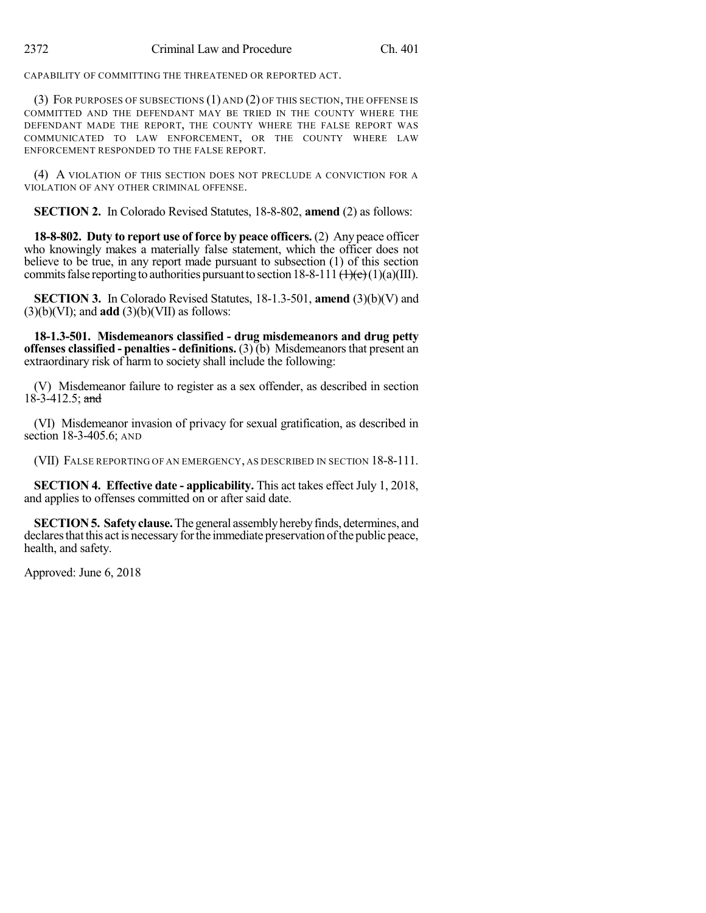CAPABILITY OF COMMITTING THE THREATENED OR REPORTED ACT.

(3) FOR PURPOSES OF SUBSECTIONS (1) AND (2) OF THIS SECTION, THE OFFENSE IS COMMITTED AND THE DEFENDANT MAY BE TRIED IN THE COUNTY WHERE THE DEFENDANT MADE THE REPORT, THE COUNTY WHERE THE FALSE REPORT WAS COMMUNICATED TO LAW ENFORCEMENT, OR THE COUNTY WHERE LAW ENFORCEMENT RESPONDED TO THE FALSE REPORT.

(4) A VIOLATION OF THIS SECTION DOES NOT PRECLUDE A CONVICTION FOR A VIOLATION OF ANY OTHER CRIMINAL OFFENSE.

**SECTION 2.** In Colorado Revised Statutes, 18-8-802, **amend** (2) as follows:

**18-8-802. Duty to report use of force by peace officers.** (2) Any peace officer who knowingly makes a materially false statement, which the officer does not believe to be true, in any report made pursuant to subsection (1) of this section commits false reporting to authorities pursuant to section 18-8-111 ~~(1)(c)~~ (1)(a)(III).

**SECTION 3.** In Colorado Revised Statutes, 18-1.3-501, **amend** (3)(b)(V) and (3)(b)(VI); and **add** (3)(b)(VII) as follows:

**18-1.3-501. Misdemeanors classified - drug misdemeanors and drug petty offenses classified - penalties - definitions.** (3) (b) Misdemeanors that present an extraordinary risk of harm to society shall include the following:

(V) Misdemeanor failure to register as a sex offender, as described in section 18-3-412.5; ~~and~~

(VI) Misdemeanor invasion of privacy for sexual gratification, as described in section 18-3-405.6; AND

(VII) FALSE REPORTING OF AN EMERGENCY, AS DESCRIBED IN SECTION 18-8-111.

**SECTION 4. Effective date - applicability.** This act takes effect July 1, 2018, and applies to offenses committed on or after said date.

**SECTION 5. Safety clause.** The general assembly hereby finds, determines, and declares that this act is necessary for the immediate preservation of the public peace, health, and safety.

Approved: June 6, 2018